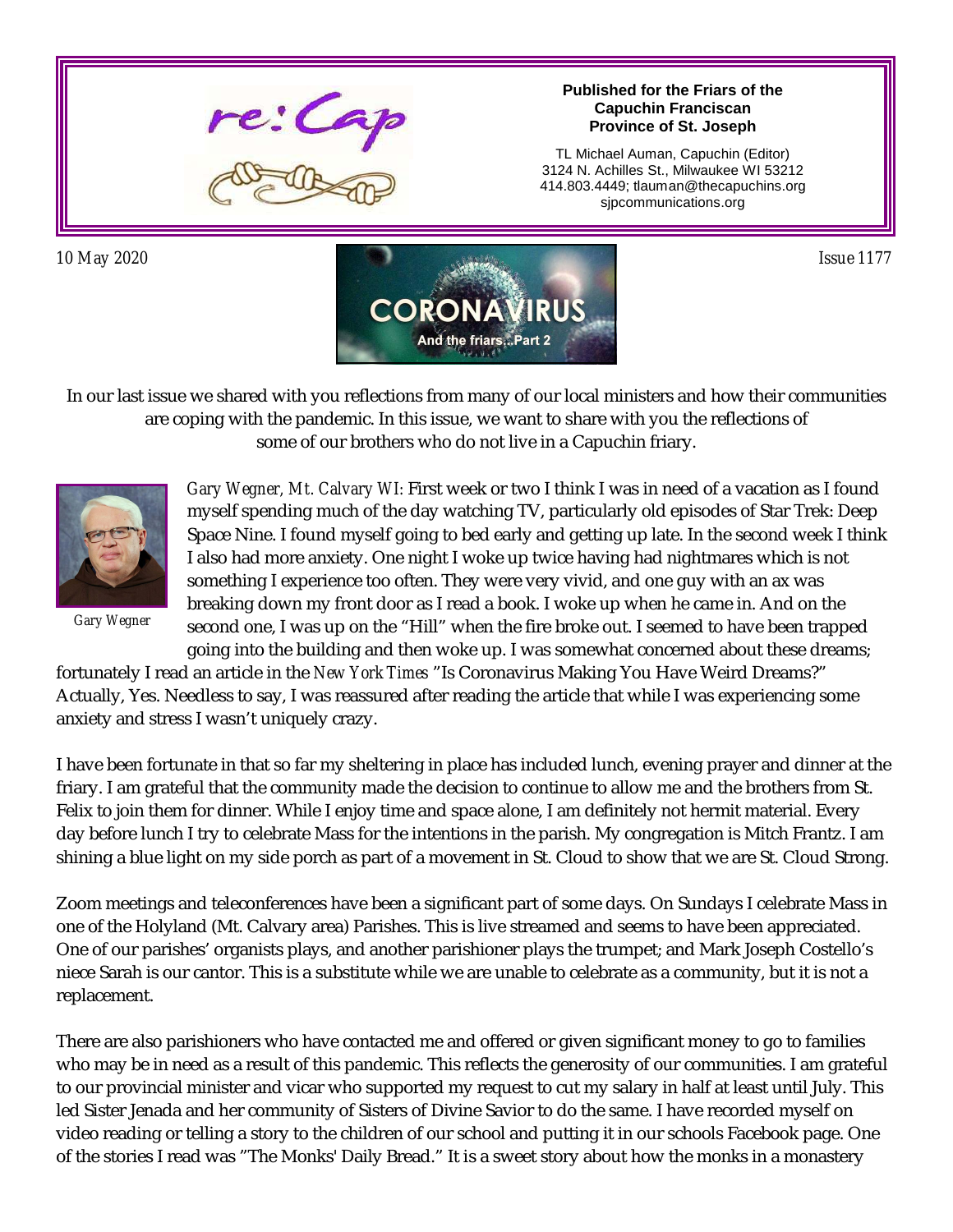# re:Cap

**Published for the Friars of the Capuchin Franciscan Province of St. Joseph**

TL Michael Auman, Capuchin (Editor)
3124 N. Achilles St., Milwaukee WI 53212
414.803.4449; tlauman@thecapuchins.org
sjpcommunications.org

10 May 2020

Issue 1177

## CORONAVIRUS
### And the friars...Part 2

In our last issue we shared with you reflections from many of our local ministers and how their communities are coping with the pandemic. In this issue, we want to share with you the reflections of some of our brothers who do not live in a Capuchin friary.

*Gary Wegner*

*Gary Wegner, Mt. Calvary WI*: First week or two I think I was in need of a vacation as I found myself spending much of the day watching TV, particularly old episodes of Star Trek: Deep Space Nine. I found myself going to bed early and getting up late. In the second week I think I also had more anxiety. One night I woke up twice having had nightmares which is not something I experience too often. They were very vivid, and one guy with an ax was breaking down my front door as I read a book. I woke up when he came in. And on the second one, I was up on the "Hill" when the fire broke out. I seemed to have been trapped going into the building and then woke up. I was somewhat concerned about these dreams; fortunately I read an article in the *New York Times* "Is Coronavirus Making You Have Weird Dreams?" Actually, Yes. Needless to say, I was reassured after reading the article that while I was experiencing some anxiety and stress I wasn't uniquely crazy.

I have been fortunate in that so far my sheltering in place has included lunch, evening prayer and dinner at the friary. I am grateful that the community made the decision to continue to allow me and the brothers from St. Felix to join them for dinner. While I enjoy time and space alone, I am definitely not hermit material. Every day before lunch I try to celebrate Mass for the intentions in the parish. My congregation is Mitch Frantz. I am shining a blue light on my side porch as part of a movement in St. Cloud to show that we are St. Cloud Strong.

Zoom meetings and teleconferences have been a significant part of some days. On Sundays I celebrate Mass in one of the Holyland (Mt. Calvary area) Parishes. This is live streamed and seems to have been appreciated. One of our parishes' organists plays, and another parishioner plays the trumpet; and Mark Joseph Costello's niece Sarah is our cantor. This is a substitute while we are unable to celebrate as a community, but it is not a replacement.

There are also parishioners who have contacted me and offered or given significant money to go to families who may be in need as a result of this pandemic. This reflects the generosity of our communities. I am grateful to our provincial minister and vicar who supported my request to cut my salary in half at least until July. This led Sister Jenada and her community of Sisters of Divine Savior to do the same. I have recorded myself on video reading or telling a story to the children of our school and putting it in our schools Facebook page. One of the stories I read was "The Monks' Daily Bread." It is a sweet story about how the monks in a monastery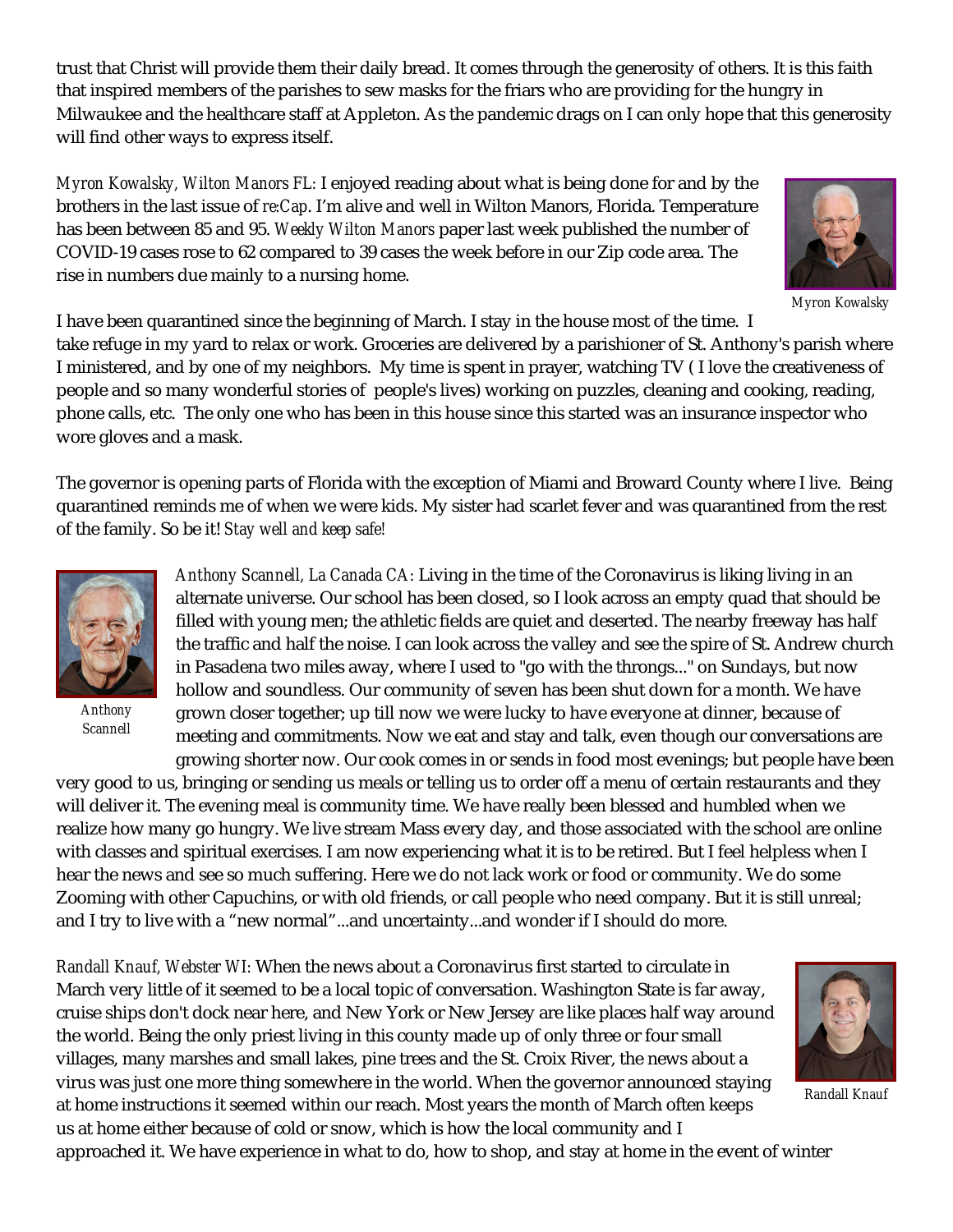trust that Christ will provide them their daily bread. It comes through the generosity of others. It is this faith that inspired members of the parishes to sew masks for the friars who are providing for the hungry in Milwaukee and the healthcare staff at Appleton. As the pandemic drags on I can only hope that this generosity will find other ways to express itself.

*Myron Kowalsky, Wilton Manors FL:* I enjoyed reading about what is being done for and by the brothers in the last issue of *re:Cap*. I'm alive and well in Wilton Manors, Florida. Temperature has been between 85 and 95. *Weekly Wilton Manors* paper last week published the number of COVID-19 cases rose to 62 compared to 39 cases the week before in our Zip code area. The rise in numbers due mainly to a nursing home.

*Myron Kowalsky*

I have been quarantined since the beginning of March. I stay in the house most of the time. I take refuge in my yard to relax or work. Groceries are delivered by a parishioner of St. Anthony's parish where I ministered, and by one of my neighbors. My time is spent in prayer, watching TV ( I love the creativeness of people and so many wonderful stories of people's lives) working on puzzles, cleaning and cooking, reading, phone calls, etc. The only one who has been in this house since this started was an insurance inspector who wore gloves and a mask.

The governor is opening parts of Florida with the exception of Miami and Broward County where I live. Being quarantined reminds me of when we were kids. My sister had scarlet fever and was quarantined from the rest of the family. So be it! *Stay well and keep safe!*

*Anthony Scannell*

*Anthony Scannell, La Canada CA:* Living in the time of the Coronavirus is liking living in an alternate universe. Our school has been closed, so I look across an empty quad that should be filled with young men; the athletic fields are quiet and deserted. The nearby freeway has half the traffic and half the noise. I can look across the valley and see the spire of St. Andrew church in Pasadena two miles away, where I used to "go with the throngs..." on Sundays, but now hollow and soundless. Our community of seven has been shut down for a month. We have grown closer together; up till now we were lucky to have everyone at dinner, because of meeting and commitments. Now we eat and stay and talk, even though our conversations are growing shorter now. Our cook comes in or sends in food most evenings; but people have been very good to us, bringing or sending us meals or telling us to order off a menu of certain restaurants and they will deliver it. The evening meal is community time. We have really been blessed and humbled when we realize how many go hungry. We live stream Mass every day, and those associated with the school are online with classes and spiritual exercises. I am now experiencing what it is to be retired. But I feel helpless when I hear the news and see so much suffering. Here we do not lack work or food or community. We do some Zooming with other Capuchins, or with old friends, or call people who need company. But it is still unreal; and I try to live with a "new normal"...and uncertainty...and wonder if I should do more.

*Randall Knauf, Webster WI:* When the news about a Coronavirus first started to circulate in March very little of it seemed to be a local topic of conversation. Washington State is far away, cruise ships don't dock near here, and New York or New Jersey are like places half way around the world. Being the only priest living in this county made up of only three or four small villages, many marshes and small lakes, pine trees and the St. Croix River, the news about a virus was just one more thing somewhere in the world. When the governor announced staying at home instructions it seemed within our reach. Most years the month of March often keeps us at home either because of cold or snow, which is how the local community and I approached it. We have experience in what to do, how to shop, and stay at home in the event of winter

*Randall Knauf*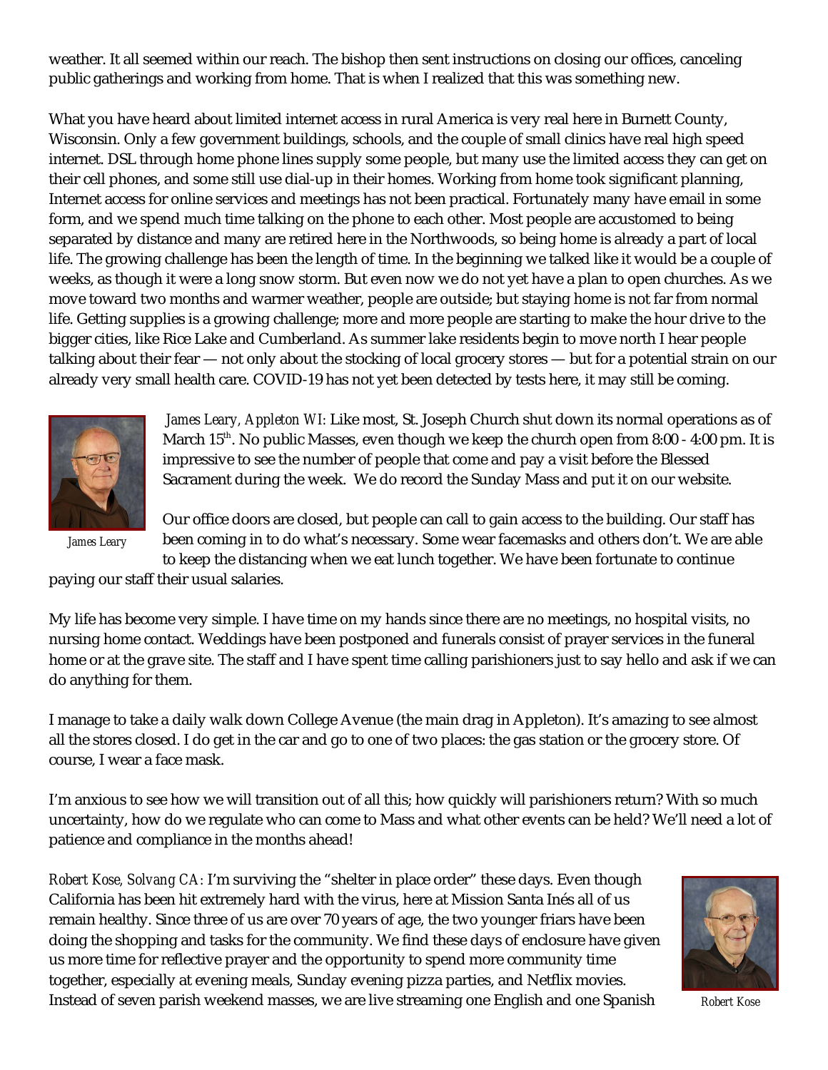weather. It all seemed within our reach. The bishop then sent instructions on closing our offices, canceling public gatherings and working from home. That is when I realized that this was something new.

What you have heard about limited internet access in rural America is very real here in Burnett County, Wisconsin. Only a few government buildings, schools, and the couple of small clinics have real high speed internet. DSL through home phone lines supply some people, but many use the limited access they can get on their cell phones, and some still use dial-up in their homes. Working from home took significant planning, Internet access for online services and meetings has not been practical. Fortunately many have email in some form, and we spend much time talking on the phone to each other. Most people are accustomed to being separated by distance and many are retired here in the Northwoods, so being home is already a part of local life. The growing challenge has been the length of time. In the beginning we talked like it would be a couple of weeks, as though it were a long snow storm. But even now we do not yet have a plan to open churches. As we move toward two months and warmer weather, people are outside; but staying home is not far from normal life. Getting supplies is a growing challenge; more and more people are starting to make the hour drive to the bigger cities, like Rice Lake and Cumberland. As summer lake residents begin to move north I hear people talking about their fear — not only about the stocking of local grocery stores — but for a potential strain on our already very small health care. COVID-19 has not yet been detected by tests here, it may still be coming.

James Leary

*James Leary, Appleton WI:* Like most, St. Joseph Church shut down its normal operations as of March 15th. No public Masses, even though we keep the church open from 8:00 - 4:00 pm. It is impressive to see the number of people that come and pay a visit before the Blessed Sacrament during the week. We do record the Sunday Mass and put it on our website.

Our office doors are closed, but people can call to gain access to the building. Our staff has been coming in to do what's necessary. Some wear facemasks and others don't. We are able to keep the distancing when we eat lunch together. We have been fortunate to continue paying our staff their usual salaries.

My life has become very simple. I have time on my hands since there are no meetings, no hospital visits, no nursing home contact. Weddings have been postponed and funerals consist of prayer services in the funeral home or at the grave site. The staff and I have spent time calling parishioners just to say hello and ask if we can do anything for them.

I manage to take a daily walk down College Avenue (the main drag in Appleton). It's amazing to see almost all the stores closed. I do get in the car and go to one of two places: the gas station or the grocery store. Of course, I wear a face mask.

I'm anxious to see how we will transition out of all this; how quickly will parishioners return? With so much uncertainty, how do we regulate who can come to Mass and what other events can be held? We'll need a lot of patience and compliance in the months ahead!

*Robert Kose, Solvang CA:* I'm surviving the "shelter in place order" these days. Even though California has been hit extremely hard with the virus, here at Mission Santa Inés all of us remain healthy. Since three of us are over 70 years of age, the two younger friars have been doing the shopping and tasks for the community. We find these days of enclosure have given us more time for reflective prayer and the opportunity to spend more community time together, especially at evening meals, Sunday evening pizza parties, and Netflix movies. Instead of seven parish weekend masses, we are live streaming one English and one Spanish

Robert Kose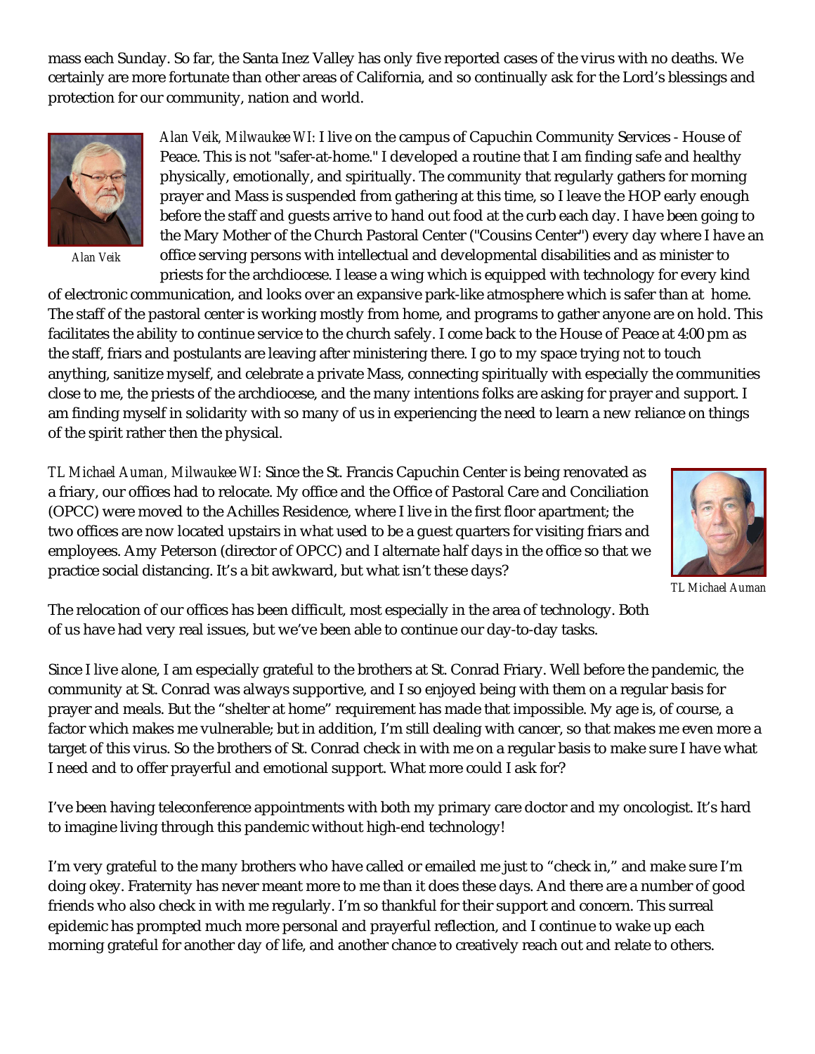mass each Sunday. So far, the Santa Inez Valley has only five reported cases of the virus with no deaths. We certainly are more fortunate than other areas of California, and so continually ask for the Lord's blessings and protection for our community, nation and world.

Alan Veik

*Alan Veik, Milwaukee WI:* I live on the campus of Capuchin Community Services - House of Peace. This is not "safer-at-home." I developed a routine that I am finding safe and healthy physically, emotionally, and spiritually. The community that regularly gathers for morning prayer and Mass is suspended from gathering at this time, so I leave the HOP early enough before the staff and guests arrive to hand out food at the curb each day. I have been going to the Mary Mother of the Church Pastoral Center ("Cousins Center") every day where I have an office serving persons with intellectual and developmental disabilities and as minister to priests for the archdiocese. I lease a wing which is equipped with technology for every kind of electronic communication, and looks over an expansive park-like atmosphere which is safer than at home. The staff of the pastoral center is working mostly from home, and programs to gather anyone are on hold. This facilitates the ability to continue service to the church safely. I come back to the House of Peace at 4:00 pm as the staff, friars and postulants are leaving after ministering there. I go to my space trying not to touch anything, sanitize myself, and celebrate a private Mass, connecting spiritually with especially the communities close to me, the priests of the archdiocese, and the many intentions folks are asking for prayer and support. I am finding myself in solidarity with so many of us in experiencing the need to learn a new reliance on things of the spirit rather then the physical.

*TL Michael Auman, Milwaukee WI:* Since the St. Francis Capuchin Center is being renovated as a friary, our offices had to relocate. My office and the Office of Pastoral Care and Conciliation (OPCC) were moved to the Achilles Residence, where I live in the first floor apartment; the two offices are now located upstairs in what used to be a guest quarters for visiting friars and employees. Amy Peterson (director of OPCC) and I alternate half days in the office so that we practice social distancing. It's a bit awkward, but what isn't these days?

TL Michael Auman

The relocation of our offices has been difficult, most especially in the area of technology. Both of us have had very real issues, but we've been able to continue our day-to-day tasks.

Since I live alone, I am especially grateful to the brothers at St. Conrad Friary. Well before the pandemic, the community at St. Conrad was always supportive, and I so enjoyed being with them on a regular basis for prayer and meals. But the "shelter at home" requirement has made that impossible. My age is, of course, a factor which makes me vulnerable; but in addition, I'm still dealing with cancer, so that makes me even more a target of this virus. So the brothers of St. Conrad check in with me on a regular basis to make sure I have what I need and to offer prayerful and emotional support. What more could I ask for?

I've been having teleconference appointments with both my primary care doctor and my oncologist. It's hard to imagine living through this pandemic without high-end technology!

I'm very grateful to the many brothers who have called or emailed me just to "check in," and make sure I'm doing okey. Fraternity has never meant more to me than it does these days. And there are a number of good friends who also check in with me regularly. I'm so thankful for their support and concern. This surreal epidemic has prompted much more personal and prayerful reflection, and I continue to wake up each morning grateful for another day of life, and another chance to creatively reach out and relate to others.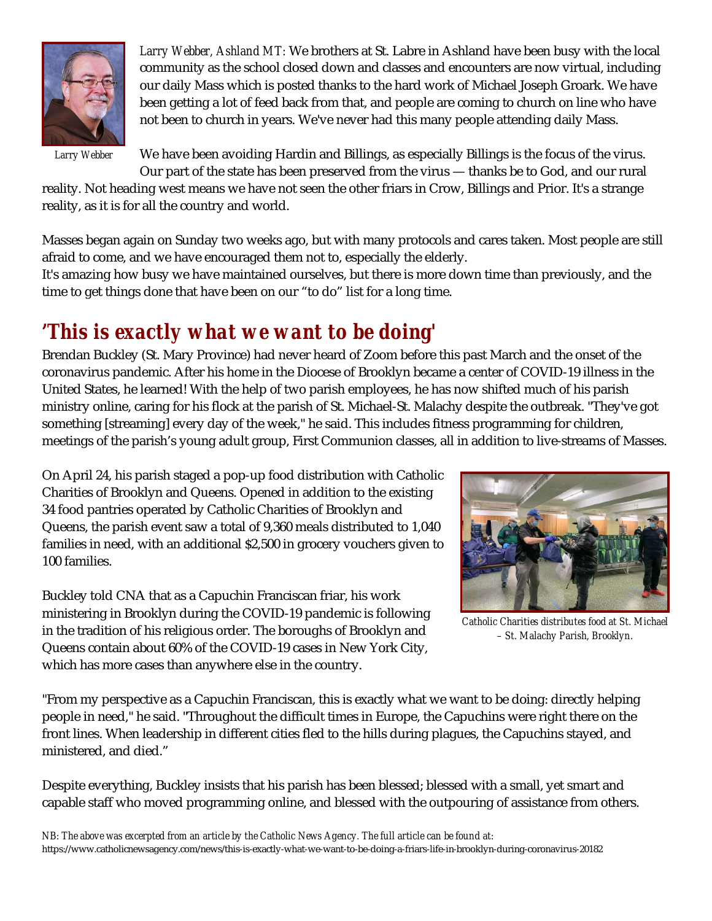*Larry Webber, Ashland MT:* We brothers at St. Labre in Ashland have been busy with the local community as the school closed down and classes and encounters are now virtual, including our daily Mass which is posted thanks to the hard work of Michael Joseph Groark. We have been getting a lot of feed back from that, and people are coming to church on line who have not been to church in years. We've never had this many people attending daily Mass.

*Larry Webber*

We have been avoiding Hardin and Billings, as especially Billings is the focus of the virus. Our part of the state has been preserved from the virus — thanks be to God, and our rural reality. Not heading west means we have not seen the other friars in Crow, Billings and Prior. It's a strange reality, as it is for all the country and world.

Masses began again on Sunday two weeks ago, but with many protocols and cares taken. Most people are still afraid to come, and we have encouraged them not to, especially the elderly.
It's amazing how busy we have maintained ourselves, but there is more down time than previously, and the time to get things done that have been on our "to do" list for a long time.

## 'This is exactly what we want to be doing'

Brendan Buckley (St. Mary Province) had never heard of Zoom before this past March and the onset of the coronavirus pandemic. After his home in the Diocese of Brooklyn became a center of COVID-19 illness in the United States, he learned! With the help of two parish employees, he has now shifted much of his parish ministry online, caring for his flock at the parish of St. Michael-St. Malachy despite the outbreak. "They've got something [streaming] every day of the week," he said. This includes fitness programming for children, meetings of the parish's young adult group, First Communion classes, all in addition to live-streams of Masses.

On April 24, his parish staged a pop-up food distribution with Catholic Charities of Brooklyn and Queens. Opened in addition to the existing 34 food pantries operated by Catholic Charities of Brooklyn and Queens, the parish event saw a total of 9,360 meals distributed to 1,040 families in need, with an additional $2,500 in grocery vouchers given to 100 families.

*Catholic Charities distributes food at St. Michael – St. Malachy Parish, Brooklyn.*

Buckley told CNA that as a Capuchin Franciscan friar, his work ministering in Brooklyn during the COVID-19 pandemic is following in the tradition of his religious order. The boroughs of Brooklyn and Queens contain about 60% of the COVID-19 cases in New York City, which has more cases than anywhere else in the country.

"From my perspective as a Capuchin Franciscan, this is exactly what we want to be doing: directly helping people in need," he said. "Throughout the difficult times in Europe, the Capuchins were right there on the front lines. When leadership in different cities fled to the hills during plagues, the Capuchins stayed, and ministered, and died."

Despite everything, Buckley insists that his parish has been blessed; blessed with a small, yet smart and capable staff who moved programming online, and blessed with the outpouring of assistance from others.

*NB: The above was excerpted from an article by the Catholic News Agency. The full article can be found at:*
https://www.catholicnewsagency.com/news/this-is-exactly-what-we-want-to-be-doing-a-friars-life-in-brooklyn-during-coronavirus-20182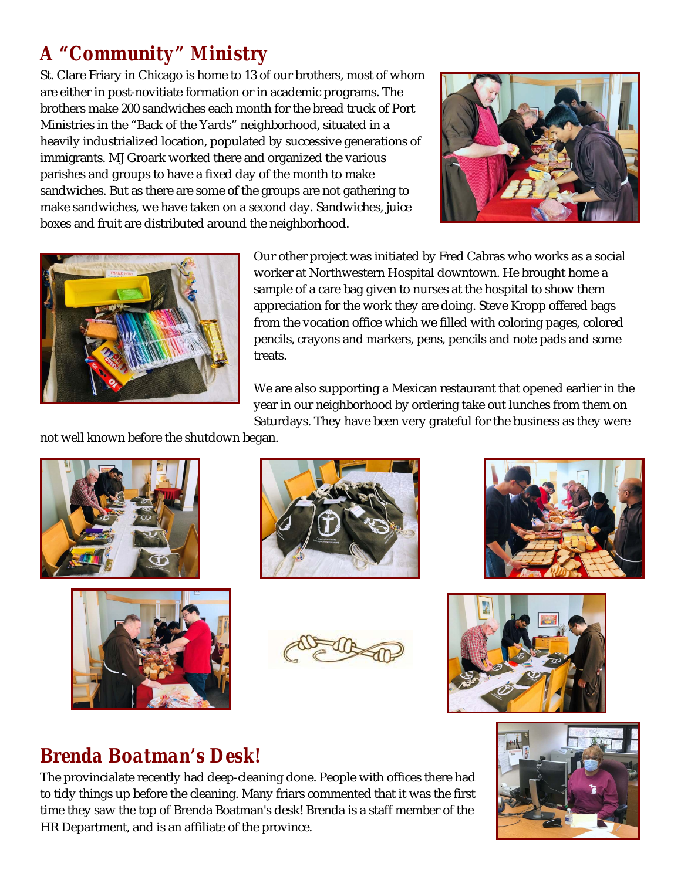## A "Community" Ministry

St. Clare Friary in Chicago is home to 13 of our brothers, most of whom are either in post-novitiate formation or in academic programs. The brothers make 200 sandwiches each month for the bread truck of Port Ministries in the "Back of the Yards" neighborhood, situated in a heavily industrialized location, populated by successive generations of immigrants. MJ Groark worked there and organized the various parishes and groups to have a fixed day of the month to make sandwiches. But as there are some of the groups are not gathering to make sandwiches, we have taken on a second day. Sandwiches, juice boxes and fruit are distributed around the neighborhood.

Our other project was initiated by Fred Cabras who works as a social worker at Northwestern Hospital downtown. He brought home a sample of a care bag given to nurses at the hospital to show them appreciation for the work they are doing. Steve Kropp offered bags from the vocation office which we filled with coloring pages, colored pencils, crayons and markers, pens, pencils and note pads and some treats.

We are also supporting a Mexican restaurant that opened earlier in the year in our neighborhood by ordering take out lunches from them on Saturdays. They have been very grateful for the business as they were not well known before the shutdown began.

## Brenda Boatman's Desk!

The provincialate recently had deep-cleaning done. People with offices there had to tidy things up before the cleaning. Many friars commented that it was the first time they saw the top of Brenda Boatman's desk! Brenda is a staff member of the HR Department, and is an affiliate of the province.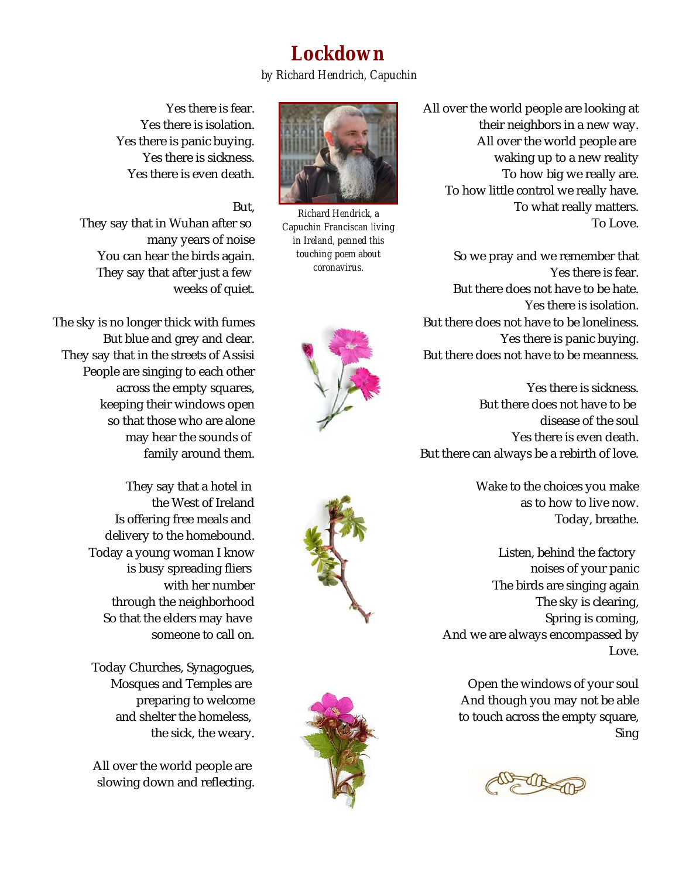# Lockdown

*by Richard Hendrich, Capuchin*

Richard Hendrick, a Capuchin Franciscan living in Ireland, penned this touching poem about coronavirus.

Yes there is fear.
Yes there is isolation.
Yes there is panic buying.
Yes there is sickness.
Yes there is even death.

But,
They say that in Wuhan after so many years of noise
You can hear the birds again.
They say that after just a few weeks of quiet.

The sky is no longer thick with fumes
But blue and grey and clear.
They say that in the streets of Assisi
People are singing to each other
across the empty squares,
keeping their windows open
so that those who are alone
may hear the sounds of family around them.

They say that a hotel in the West of Ireland
Is offering free meals and delivery to the homebound.
Today a young woman I know
is busy spreading fliers
with her number
through the neighborhood
So that the elders may have someone to call on.

Today Churches, Synagogues, Mosques and Temples are
preparing to welcome
and shelter the homeless,
the sick, the weary.

All over the world people are
slowing down and reflecting.
All over the world people are looking at
their neighbors in a new way.
All over the world people are
waking up to a new reality
To how big we really are.
To how little control we really have.
To what really matters.
To Love.

So we pray and we remember that
Yes there is fear.
But there does not have to be hate.
Yes there is isolation.
But there does not have to be loneliness.
Yes there is panic buying.
But there does not have to be meanness.

Yes there is sickness.
But there does not have to be
disease of the soul
Yes there is even death.
But there can always be a rebirth of love.

Wake to the choices you make
as to how to live now.
Today, breathe.

Listen, behind the factory
noises of your panic
The birds are singing again
The sky is clearing,
Spring is coming,
And we are always encompassed by
Love.

Open the windows of your soul
And though you may not be able
to touch across the empty square,
Sing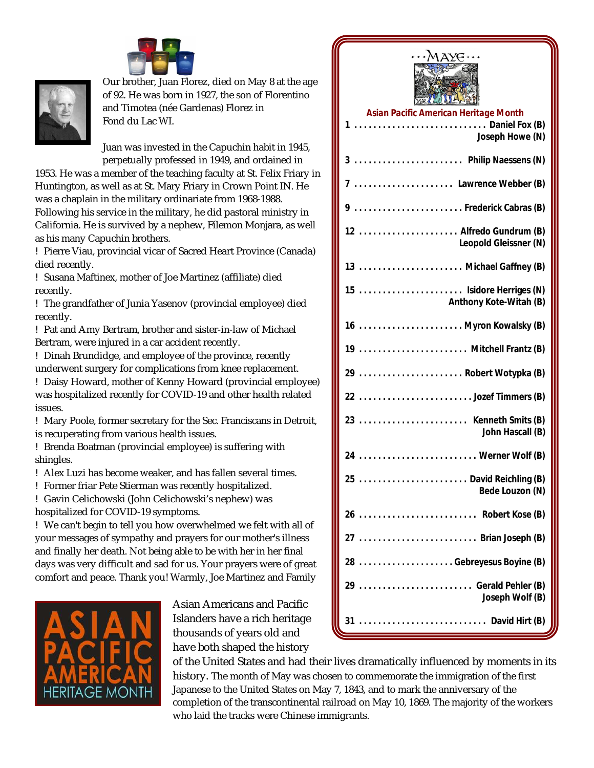Our brother, Juan Florez, died on May 8 at the age of 92. He was born in 1927, the son of Florentino and Timotea (née Gardenas) Florez in Fond du Lac WI.

Juan was invested in the Capuchin habit in 1945, perpetually professed in 1949, and ordained in 1953. He was a member of the teaching faculty at St. Felix Friary in Huntington, as well as at St. Mary Friary in Crown Point IN. He was a chaplain in the military ordinariate from 1968-1988. Following his service in the military, he did pastoral ministry in California. He is survived by a nephew, Fílemon Monjara, as well as his many Capuchin brothers.

! Pierre Viau, provincial vicar of Sacred Heart Province (Canada) died recently.

! Susana Maftinex, mother of Joe Martinez (affiliate) died recently.

! The grandfather of Junia Yasenov (provincial employee) died recently.

! Pat and Amy Bertram, brother and sister-in-law of Michael Bertram, were injured in a car accident recently.

! Dinah Brundidge, and employee of the province, recently underwent surgery for complications from knee replacement.

! Daisy Howard, mother of Kenny Howard (provincial employee) was hospitalized recently for COVID-19 and other health related issues.

! Mary Poole, former secretary for the Sec. Franciscans in Detroit, is recuperating from various health issues.

! Brenda Boatman (provincial employee) is suffering with shingles.

! Alex Luzi has become weaker, and has fallen several times.

! Former friar Pete Stierman was recently hospitalized.

! Gavin Celichowski (John Celichowski's nephew) was hospitalized for COVID-19 symptoms.

! We can't begin to tell you how overwhelmed we felt with all of your messages of sympathy and prayers for our mother's illness and finally her death. Not being able to be with her in her final days was very difficult and sad for us. Your prayers were of great comfort and peace. Thank you! Warmly, Joe Martinez and Family

ASIAN PACIFIC AMERICAN HERITAGE MONTH

Asian Americans and Pacific Islanders have a rich heritage thousands of years old and have both shaped the history of the United States and had their lives dramatically influenced by moments in its history. The month of May was chosen to commemorate the immigration of the first Japanese to the United States on May 7, 1843, and to mark the anniversary of the completion of the transcontinental railroad on May 10, 1869. The majority of the workers who laid the tracks were Chinese immigrants.

## MAYE

**Asian Pacific American Heritage Month**

1 ............ **Daniel Fox (B)**
**Joseph Howe (N)**

3 ............ **Philip Naessens (N)**

7 ............ **Lawrence Webber (B)**

9 ............ **Frederick Cabras (B)**

12 ............ **Alfredo Gundrum (B)**
**Leopold Gleissner (N)**

13 ............ **Michael Gaffney (B)**

15 ............ **Isidore Herriges (N)**
**Anthony Kote-Witah (B)**

16 ............ **Myron Kowalsky (B)**

19 ............ **Mitchell Frantz (B)**

29 ............ **Robert Wotypka (B)**

22 ............ **Jozef Timmers (B)**

23 ............ **Kenneth Smits (B)**
**John Hascall (B)**

24 ............ **Werner Wolf (B)**

25 ............ **David Reichling (B)**
**Bede Louzon (N)**

26 ............ **Robert Kose (B)**

27 ............ **Brian Joseph (B)**

28 ............ **Gebreyesus Boyine (B)**

29 ............ **Gerald Pehler (B)**
**Joseph Wolf (B)**

31 ............ **David Hirt (B)**